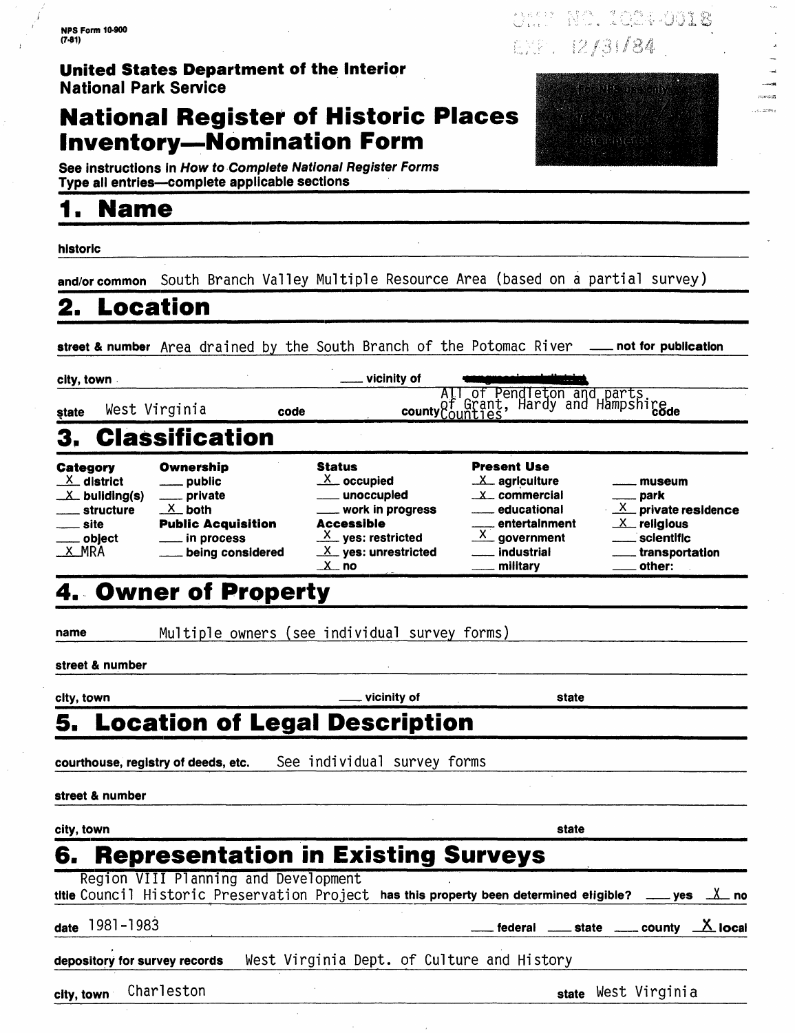NPS Form 10-900
(7-81)

OMB NO. 1024-0018
EXP. 12/31/84

**United States Department of the Interior**
**National Park Service**

# National Register of Historic Places Inventory—Nomination Form

For NPS use only
received
date entered

See instructions in *How to Complete National Register Forms*
Type all entries—complete applicable sections

## 1. Name

historic

and/or common South Branch Valley Multiple Resource Area (based on a partial survey)

## 2. Location

street & number Area drained by the South Branch of the Potomac River ___ not for publication

city, town ___ vicinity of

state West Virginia code county All of Pendleton and parts of Grant, Hardy and Hampshire Counties code

## 3. Classification

| Category | Ownership | Status | Present Use | |
|---|---|---|---|---|
| X district | ___ public | X occupied | X agriculture | ___ museum |
| X building(s) | ___ private | ___ unoccupied | X commercial | ___ park |
| ___ structure | X both | ___ work in progress | ___ educational | X private residence |
| ___ site | **Public Acquisition** | **Accessible** | ___ entertainment | X religious |
| ___ object | ___ in process | X yes: restricted | X government | ___ scientific |
| X MRA | ___ being considered | X yes: unrestricted | ___ industrial | ___ transportation |
| | | X no | ___ military | ___ other: |

## 4. Owner of Property

name Multiple owners (see individual survey forms)

street & number

city, town ___ vicinity of state

## 5. Location of Legal Description

courthouse, registry of deeds, etc. See individual survey forms

street & number

city, town state

## 6. Representation in Existing Surveys

title Region VIII Planning and Development Council Historic Preservation Project has this property been determined eligible? ___ yes X no

date 1981-1983 ___ federal ___ state ___ county X local

depository for survey records West Virginia Dept. of Culture and History

city, town Charleston state West Virginia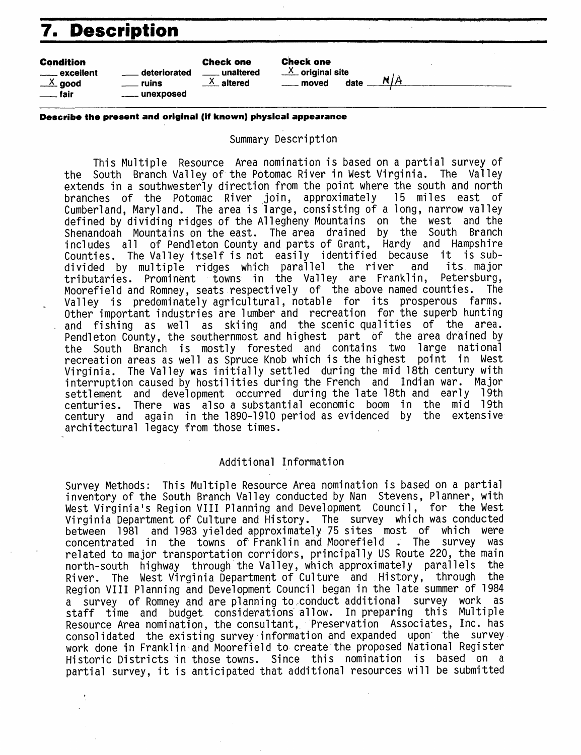## 7. Description

| Condition | | Check one | Check one |
|---|---|---|---|
| ___ excellent | ___ deteriorated | ___ unaltered | _X_ original site |
| _X_ good | ___ ruins | _X_ altered | ___ moved date N/A |
| ___ fair | ___ unexposed | | |

**Describe the present and original (if known) physical appearance**

Summary Description

This Multiple Resource Area nomination is based on a partial survey of the South Branch Valley of the Potomac River in West Virginia. The Valley extends in a southwesterly direction from the point where the south and north branches of the Potomac River join, approximately 15 miles east of Cumberland, Maryland. The area is large, consisting of a long, narrow valley defined by dividing ridges of the Allegheny Mountains on the west and the Shenandoah Mountains on the east. The area drained by the South Branch includes all of Pendleton County and parts of Grant, Hardy and Hampshire Counties. The Valley itself is not easily identified because it is subdivided by multiple ridges which parallel the river and its major tributaries. Prominent towns in the Valley are Franklin, Petersburg, Moorefield and Romney, seats respectively of the above named counties. The Valley is predominately agricultural, notable for its prosperous farms. Other important industries are lumber and recreation for the superb hunting and fishing as well as skiing and the scenic qualities of the area. Pendleton County, the southernmost and highest part of the area drained by the South Branch is mostly forested and contains two large national recreation areas as well as Spruce Knob which is the highest point in West Virginia. The Valley was initially settled during the mid 18th century with interruption caused by hostilities during the French and Indian war. Major settlement and development occurred during the late 18th and early 19th centuries. There was also a substantial economic boom in the mid 19th century and again in the 1890-1910 period as evidenced by the extensive architectural legacy from those times.

Additional Information

Survey Methods: This Multiple Resource Area nomination is based on a partial inventory of the South Branch Valley conducted by Nan Stevens, Planner, with West Virginia's Region VIII Planning and Development Council, for the West Virginia Department of Culture and History. The survey which was conducted between 1981 and 1983 yielded approximately 75 sites most of which were concentrated in the towns of Franklin and Moorefield . The survey was related to major transportation corridors, principally US Route 220, the main north-south highway through the Valley, which approximately parallels the River. The West Virginia Department of Culture and History, through the Region VIII Planning and Development Council began in the late summer of 1984 a survey of Romney and are planning to conduct additional survey work as staff time and budget considerations allow. In preparing this Multiple Resource Area nomination, the consultant, Preservation Associates, Inc. has consolidated the existing survey information and expanded upon the survey work done in Franklin and Moorefield to create the proposed National Register Historic Districts in those towns. Since this nomination is based on a partial survey, it is anticipated that additional resources will be submitted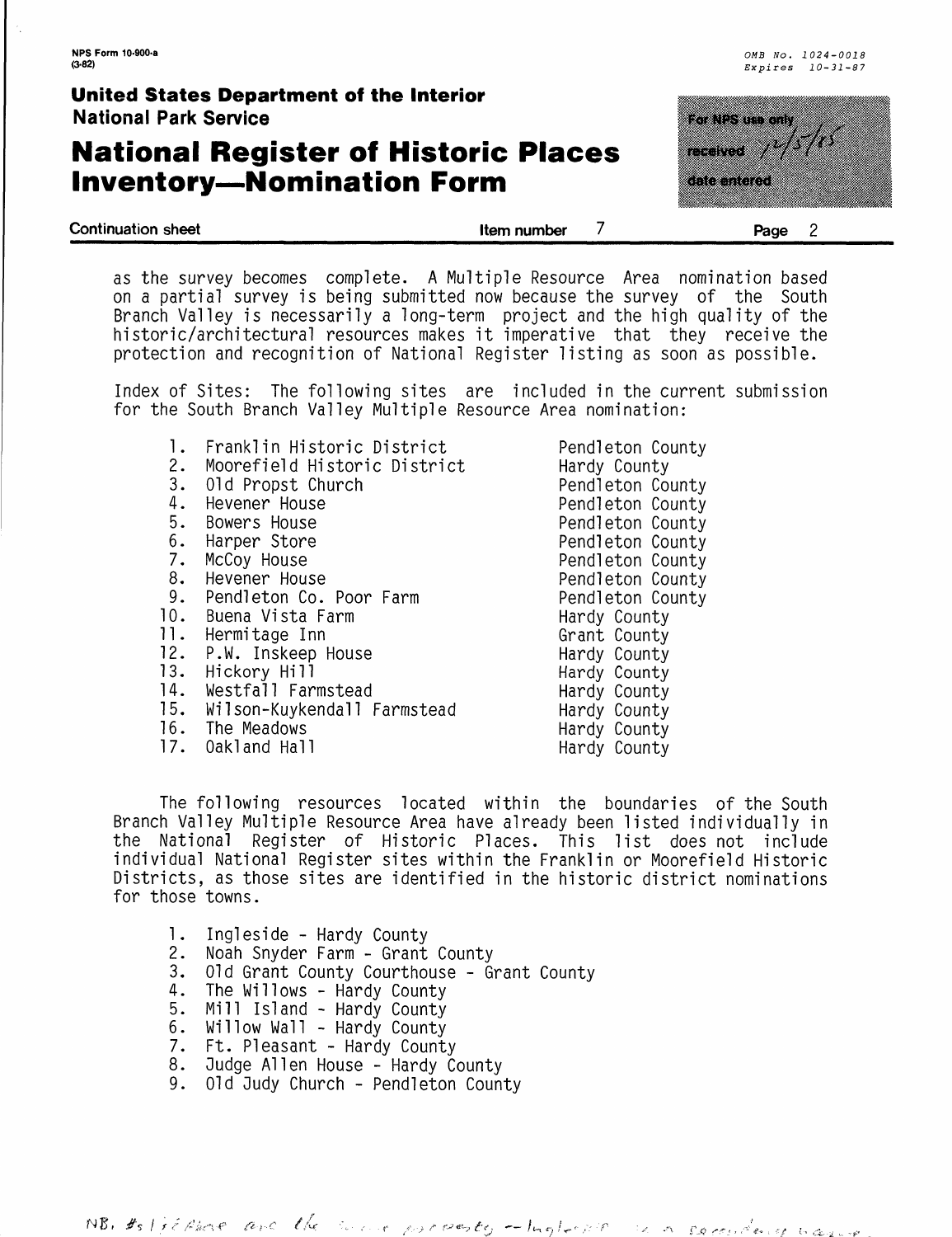NPS Form 10-900-a
(3-82)

OMB No. 1024-0018
Expires 10-31-87

**United States Department of the Interior**
**National Park Service**

# National Register of Historic Places Inventory—Nomination Form

For NPS use only
received 12/5/85
date entered

**Continuation sheet** **Item number** 7 **Page** 2

as the survey becomes complete. A Multiple Resource Area nomination based on a partial survey is being submitted now because the survey of the South Branch Valley is necessarily a long-term project and the high quality of the historic/architectural resources makes it imperative that they receive the protection and recognition of National Register listing as soon as possible.

Index of Sites: The following sites are included in the current submission for the South Branch Valley Multiple Resource Area nomination:

| | Site | County |
|---|---|---|
| 1. | Franklin Historic District | Pendleton County |
| 2. | Moorefield Historic District | Hardy County |
| 3. | Old Propst Church | Pendleton County |
| 4. | Hevener House | Pendleton County |
| 5. | Bowers House | Pendleton County |
| 6. | Harper Store | Pendleton County |
| 7. | McCoy House | Pendleton County |
| 8. | Hevener House | Pendleton County |
| 9. | Pendleton Co. Poor Farm | Pendleton County |
| 10. | Buena Vista Farm | Hardy County |
| 11. | Hermitage Inn | Grant County |
| 12. | P.W. Inskeep House | Hardy County |
| 13. | Hickory Hill | Hardy County |
| 14. | Westfall Farmstead | Hardy County |
| 15. | Wilson-Kuykendall Farmstead | Hardy County |
| 16. | The Meadows | Hardy County |
| 17. | Oakland Hall | Hardy County |

The following resources located within the boundaries of the South Branch Valley Multiple Resource Area have already been listed individually in the National Register of Historic Places. This list does not include individual National Register sites within the Franklin or Moorefield Historic Districts, as those sites are identified in the historic district nominations for those towns.

1. Ingleside - Hardy County
2. Noah Snyder Farm - Grant County
3. Old Grant County Courthouse - Grant County
4. The Willows - Hardy County
5. Mill Island - Hardy County
6. Willow Wall - Hardy County
7. Ft. Pleasant - Hardy County
8. Judge Allen House - Hardy County
9. Old Judy Church - Pendleton County

NB. #s 1 & 16 these are the same property -- Ingleside is a secondary name.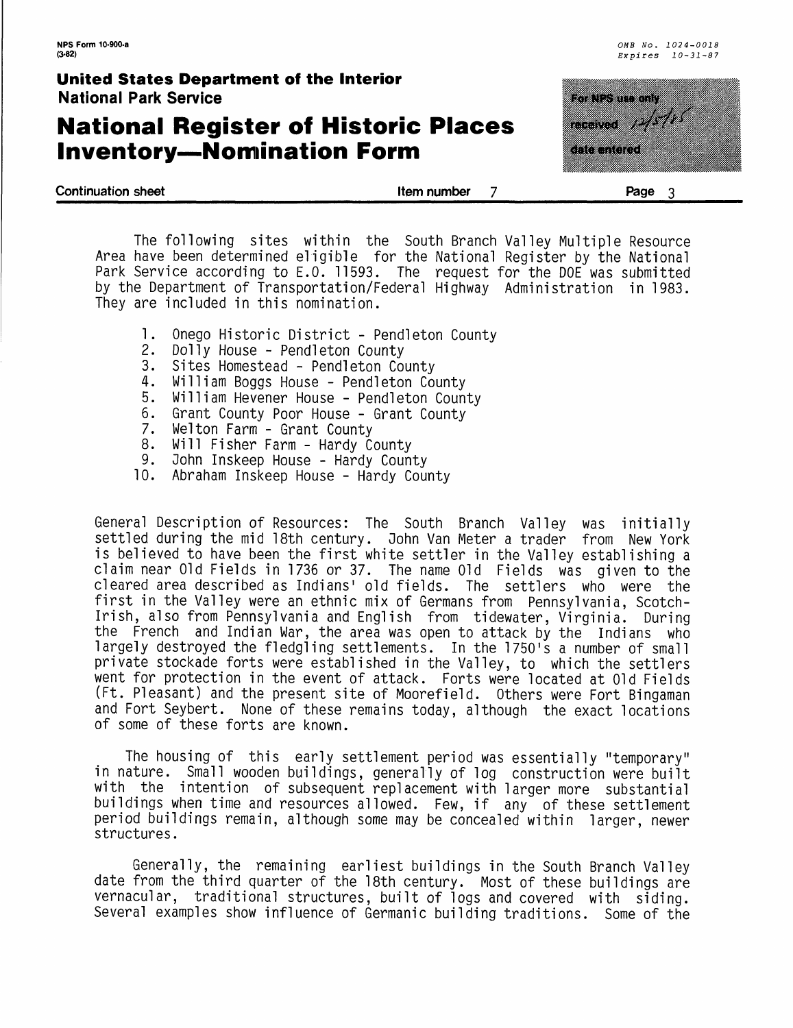The following sites within the South Branch Valley Multiple Resource Area have been determined eligible for the National Register by the National Park Service according to E.O. 11593. The request for the DOE was submitted by the Department of Transportation/Federal Highway Administration in 1983. They are included in this nomination.

1. Onego Historic District - Pendleton County
2. Dolly House - Pendleton County
3. Sites Homestead - Pendleton County
4. William Boggs House - Pendleton County
5. William Hevener House - Pendleton County
6. Grant County Poor House - Grant County
7. Welton Farm - Grant County
8. Will Fisher Farm - Hardy County
9. John Inskeep House - Hardy County
10. Abraham Inskeep House - Hardy County

General Description of Resources: The South Branch Valley was initially settled during the mid 18th century. John Van Meter a trader from New York is believed to have been the first white settler in the Valley establishing a claim near Old Fields in 1736 or 37. The name Old Fields was given to the cleared area described as Indians' old fields. The settlers who were the first in the Valley were an ethnic mix of Germans from Pennsylvania, Scotch-Irish, also from Pennsylvania and English from tidewater, Virginia. During the French and Indian War, the area was open to attack by the Indians who largely destroyed the fledgling settlements. In the 1750's a number of small private stockade forts were established in the Valley, to which the settlers went for protection in the event of attack. Forts were located at Old Fields (Ft. Pleasant) and the present site of Moorefield. Others were Fort Bingaman and Fort Seybert. None of these remains today, although the exact locations of some of these forts are known.

The housing of this early settlement period was essentially "temporary" in nature. Small wooden buildings, generally of log construction were built with the intention of subsequent replacement with larger more substantial buildings when time and resources allowed. Few, if any of these settlement period buildings remain, although some may be concealed within larger, newer structures.

Generally, the remaining earliest buildings in the South Branch Valley date from the third quarter of the 18th century. Most of these buildings are vernacular, traditional structures, built of logs and covered with siding. Several examples show influence of Germanic building traditions. Some of the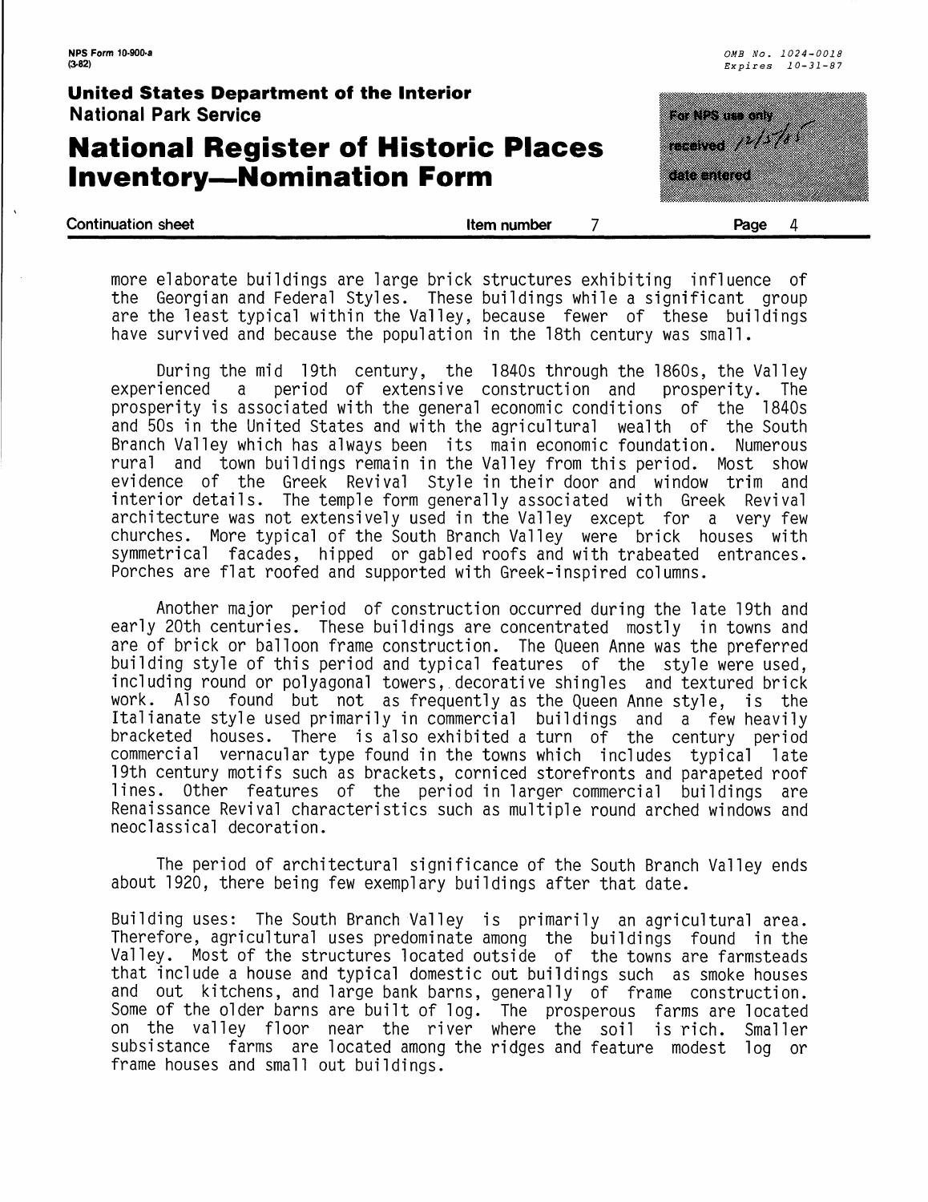more elaborate buildings are large brick structures exhibiting influence of the Georgian and Federal Styles. These buildings while a significant group are the least typical within the Valley, because fewer of these buildings have survived and because the population in the 18th century was small.

During the mid 19th century, the 1840s through the 1860s, the Valley experienced a period of extensive construction and prosperity. The prosperity is associated with the general economic conditions of the 1840s and 50s in the United States and with the agricultural wealth of the South Branch Valley which has always been its main economic foundation. Numerous rural and town buildings remain in the Valley from this period. Most show evidence of the Greek Revival Style in their door and window trim and interior details. The temple form generally associated with Greek Revival architecture was not extensively used in the Valley except for a very few churches. More typical of the South Branch Valley were brick houses with symmetrical facades, hipped or gabled roofs and with trabeated entrances. Porches are flat roofed and supported with Greek-inspired columns.

Another major period of construction occurred during the late 19th and early 20th centuries. These buildings are concentrated mostly in towns and are of brick or balloon frame construction. The Queen Anne was the preferred building style of this period and typical features of the style were used, including round or polyagonal towers, decorative shingles and textured brick work. Also found but not as frequently as the Queen Anne style, is the Italianate style used primarily in commercial buildings and a few heavily bracketed houses. There is also exhibited a turn of the century period commercial vernacular type found in the towns which includes typical late 19th century motifs such as brackets, corniced storefronts and parapeted roof lines. Other features of the period in larger commercial buildings are Renaissance Revival characteristics such as multiple round arched windows and neoclassical decoration.

The period of architectural significance of the South Branch Valley ends about 1920, there being few exemplary buildings after that date.

Building uses: The South Branch Valley is primarily an agricultural area. Therefore, agricultural uses predominate among the buildings found in the Valley. Most of the structures located outside of the towns are farmsteads that include a house and typical domestic out buildings such as smoke houses and out kitchens, and large bank barns, generally of frame construction. Some of the older barns are built of log. The prosperous farms are located on the valley floor near the river where the soil is rich. Smaller subsistance farms are located among the ridges and feature modest log or frame houses and small out buildings.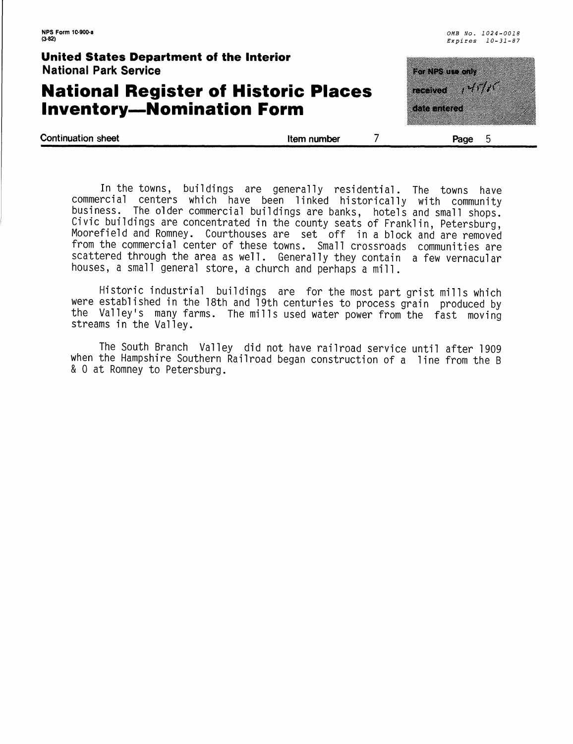In the towns, buildings are generally residential. The towns have commercial centers which have been linked historically with community business. The older commercial buildings are banks, hotels and small shops. Civic buildings are concentrated in the county seats of Franklin, Petersburg, Moorefield and Romney. Courthouses are set off in a block and are removed from the commercial center of these towns. Small crossroads communities are scattered through the area as well. Generally they contain a few vernacular houses, a small general store, a church and perhaps a mill.

Historic industrial buildings are for the most part grist mills which were established in the 18th and 19th centuries to process grain produced by the Valley's many farms. The mills used water power from the fast moving streams in the Valley.

The South Branch Valley did not have railroad service until after 1909 when the Hampshire Southern Railroad began construction of a line from the B & O at Romney to Petersburg.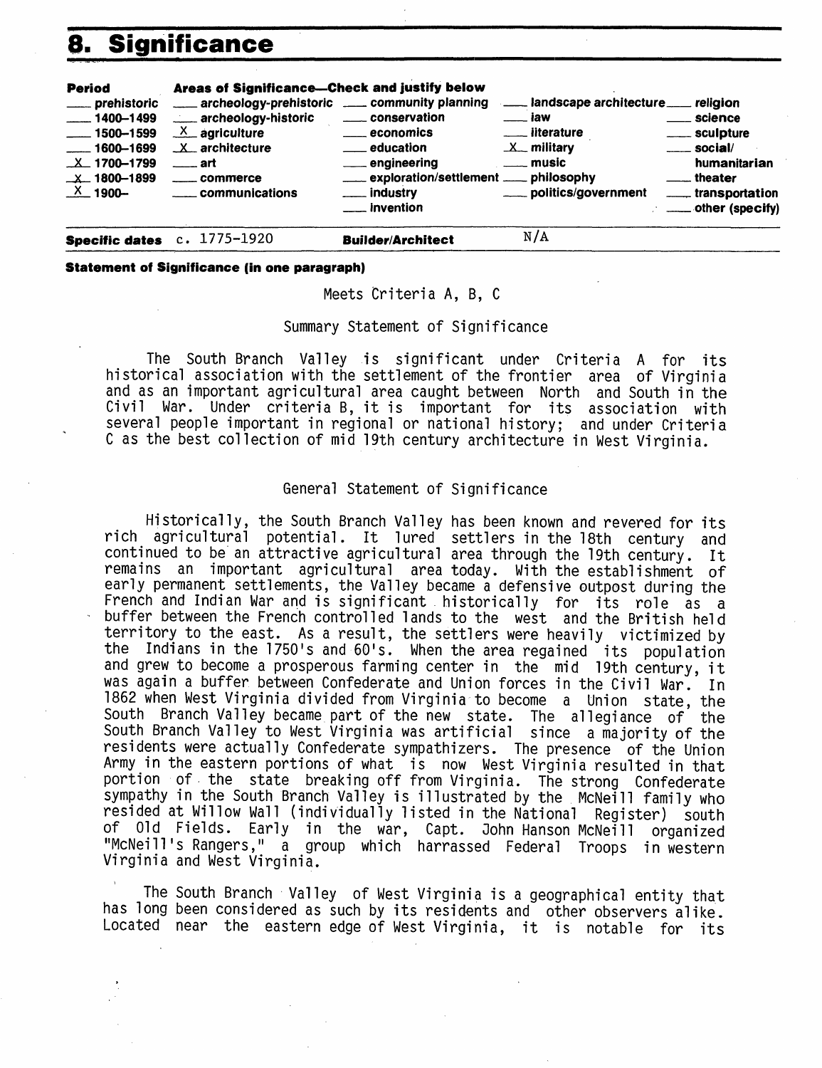# 8. Significance

| Period | Areas of Significance—Check and justify below | | | |
|---|---|---|---|---|
| ___ prehistoric | ___ archeology-prehistoric | ___ community planning | ___ landscape architecture | ___ religion |
| ___ 1400–1499 | ___ archeology-historic | ___ conservation | ___ law | ___ science |
| ___ 1500–1599 | X agriculture | ___ economics | ___ literature | ___ sculpture |
| ___ 1600–1699 | X architecture | ___ education | X military | ___ social/humanitarian |
| X 1700–1799 | ___ art | ___ engineering | ___ music | ___ theater |
| X 1800–1899 | ___ commerce | ___ exploration/settlement | ___ philosophy | ___ transportation |
| X 1900– | ___ communications | ___ industry | ___ politics/government | ___ other (specify) |
| | | ___ invention | | |

**Specific dates** c. 1775–1920 **Builder/Architect** N/A

**Statement of Significance (in one paragraph)**

Meets Criteria A, B, C

Summary Statement of Significance

The South Branch Valley is significant under Criteria A for its historical association with the settlement of the frontier area of Virginia and as an important agricultural area caught between North and South in the Civil War. Under criteria B, it is important for its association with several people important in regional or national history; and under Criteria C as the best collection of mid 19th century architecture in West Virginia.

General Statement of Significance

Historically, the South Branch Valley has been known and revered for its rich agricultural potential. It lured settlers in the 18th century and continued to be an attractive agricultural area through the 19th century. It remains an important agricultural area today. With the establishment of early permanent settlements, the Valley became a defensive outpost during the French and Indian War and is significant historically for its role as a buffer between the French controlled lands to the west and the British held territory to the east. As a result, the settlers were heavily victimized by the Indians in the 1750's and 60's. When the area regained its population and grew to become a prosperous farming center in the mid 19th century, it was again a buffer between Confederate and Union forces in the Civil War. In 1862 when West Virginia divided from Virginia to become a Union state, the South Branch Valley became part of the new state. The allegiance of the South Branch Valley to West Virginia was artificial since a majority of the residents were actually Confederate sympathizers. The presence of the Union Army in the eastern portions of what is now West Virginia resulted in that portion of the state breaking off from Virginia. The strong Confederate sympathy in the South Branch Valley is illustrated by the McNeill family who resided at Willow Wall (individually listed in the National Register) south of Old Fields. Early in the war, Capt. John Hanson McNeill organized "McNeill's Rangers," a group which harrassed Federal Troops in western Virginia and West Virginia.

The South Branch Valley of West Virginia is a geographical entity that has long been considered as such by its residents and other observers alike. Located near the eastern edge of West Virginia, it is notable for its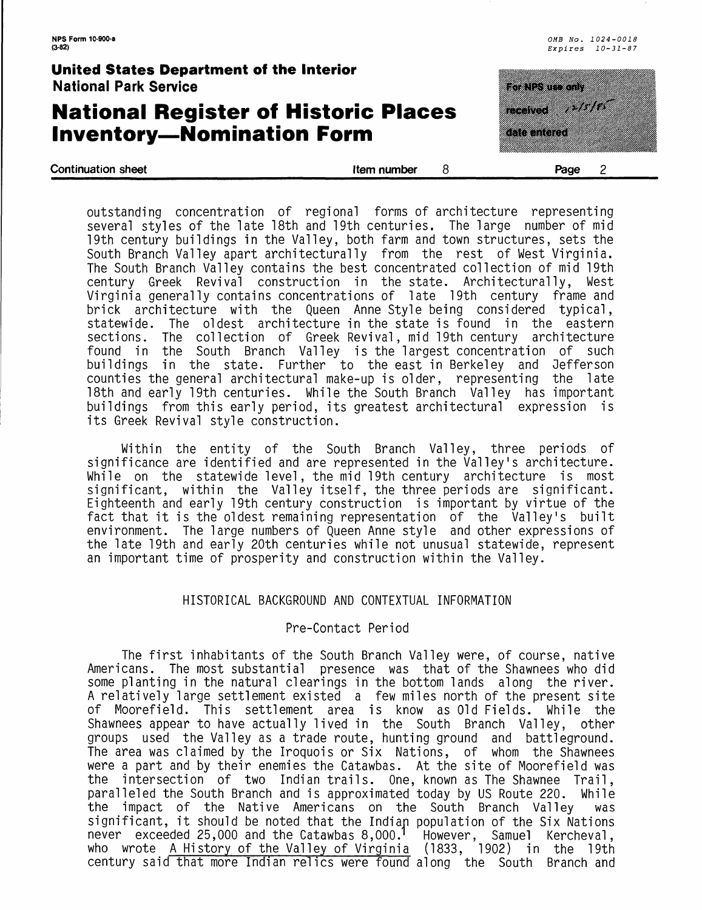outstanding concentration of regional forms of architecture representing several styles of the late 18th and 19th centuries. The large number of mid 19th century buildings in the Valley, both farm and town structures, sets the South Branch Valley apart architecturally from the rest of West Virginia. The South Branch Valley contains the best concentrated collection of mid 19th century Greek Revival construction in the state. Architecturally, West Virginia generally contains concentrations of late 19th century frame and brick architecture with the Queen Anne Style being considered typical, statewide. The oldest architecture in the state is found in the eastern sections. The collection of Greek Revival, mid 19th century architecture found in the South Branch Valley is the largest concentration of such buildings in the state. Further to the east in Berkeley and Jefferson counties the general architectural make-up is older, representing the late 18th and early 19th centuries. While the South Branch Valley has important buildings from this early period, its greatest architectural expression is its Greek Revival style construction.

Within the entity of the South Branch Valley, three periods of significance are identified and are represented in the Valley's architecture. While on the statewide level, the mid 19th century architecture is most significant, within the Valley itself, the three periods are significant. Eighteenth and early 19th century construction is important by virtue of the fact that it is the oldest remaining representation of the Valley's built environment. The large numbers of Queen Anne style and other expressions of the late 19th and early 20th centuries while not unusual statewide, represent an important time of prosperity and construction within the Valley.

## HISTORICAL BACKGROUND AND CONTEXTUAL INFORMATION

### Pre-Contact Period

The first inhabitants of the South Branch Valley were, of course, native Americans. The most substantial presence was that of the Shawnees who did some planting in the natural clearings in the bottom lands along the river. A relatively large settlement existed a few miles north of the present site of Moorefield. This settlement area is know as Old Fields. While the Shawnees appear to have actually lived in the South Branch Valley, other groups used the Valley as a trade route, hunting ground and battleground. The area was claimed by the Iroquois or Six Nations, of whom the Shawnees were a part and by their enemies the Catawbas. At the site of Moorefield was the intersection of two Indian trails. One, known as The Shawnee Trail, paralleled the South Branch and is approximated today by US Route 220. While the impact of the Native Americans on the South Branch Valley was significant, it should be noted that the Indian population of the Six Nations never exceeded 25,000 and the Catawbas 8,000.[1] However, Samuel Kercheval, who wrote A History of the Valley of Virginia (1833, 1902) in the 19th century said that more Indian relics were found along the South Branch and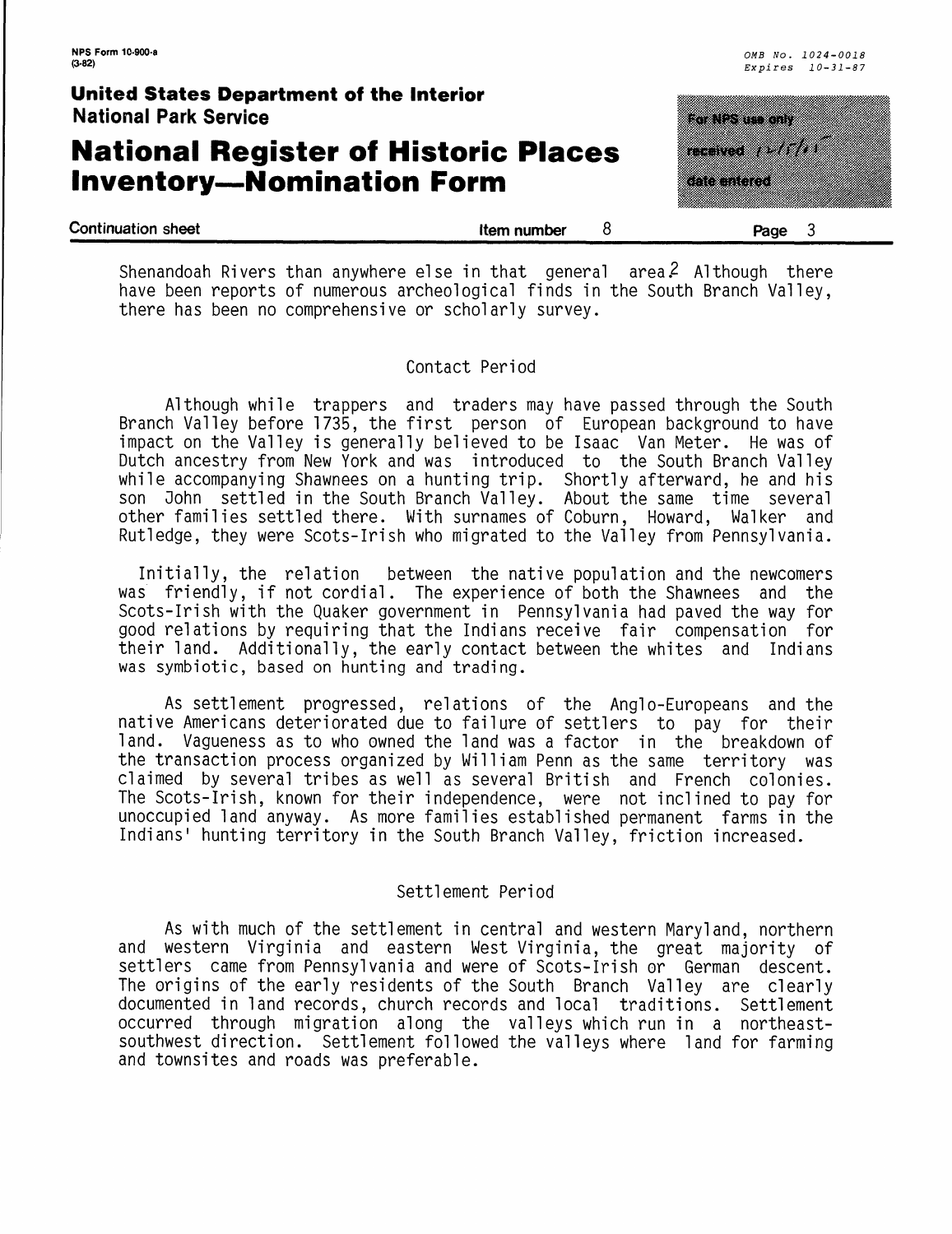Shenandoah Rivers than anywhere else in that general area.[2] Although there have been reports of numerous archeological finds in the South Branch Valley, there has been no comprehensive or scholarly survey.

## Contact Period

Although while trappers and traders may have passed through the South Branch Valley before 1735, the first person of European background to have impact on the Valley is generally believed to be Isaac Van Meter. He was of Dutch ancestry from New York and was introduced to the South Branch Valley while accompanying Shawnees on a hunting trip. Shortly afterward, he and his son John settled in the South Branch Valley. About the same time several other families settled there. With surnames of Coburn, Howard, Walker and Rutledge, they were Scots-Irish who migrated to the Valley from Pennsylvania.

Initially, the relation between the native population and the newcomers was friendly, if not cordial. The experience of both the Shawnees and the Scots-Irish with the Quaker government in Pennsylvania had paved the way for good relations by requiring that the Indians receive fair compensation for their land. Additionally, the early contact between the whites and Indians was symbiotic, based on hunting and trading.

As settlement progressed, relations of the Anglo-Europeans and the native Americans deteriorated due to failure of settlers to pay for their land. Vagueness as to who owned the land was a factor in the breakdown of the transaction process organized by William Penn as the same territory was claimed by several tribes as well as several British and French colonies. The Scots-Irish, known for their independence, were not inclined to pay for unoccupied land anyway. As more families established permanent farms in the Indians' hunting territory in the South Branch Valley, friction increased.

## Settlement Period

As with much of the settlement in central and western Maryland, northern and western Virginia and eastern West Virginia, the great majority of settlers came from Pennsylvania and were of Scots-Irish or German descent. The origins of the early residents of the South Branch Valley are clearly documented in land records, church records and local traditions. Settlement occurred through migration along the valleys which run in a northeast-southwest direction. Settlement followed the valleys where land for farming and townsites and roads was preferable.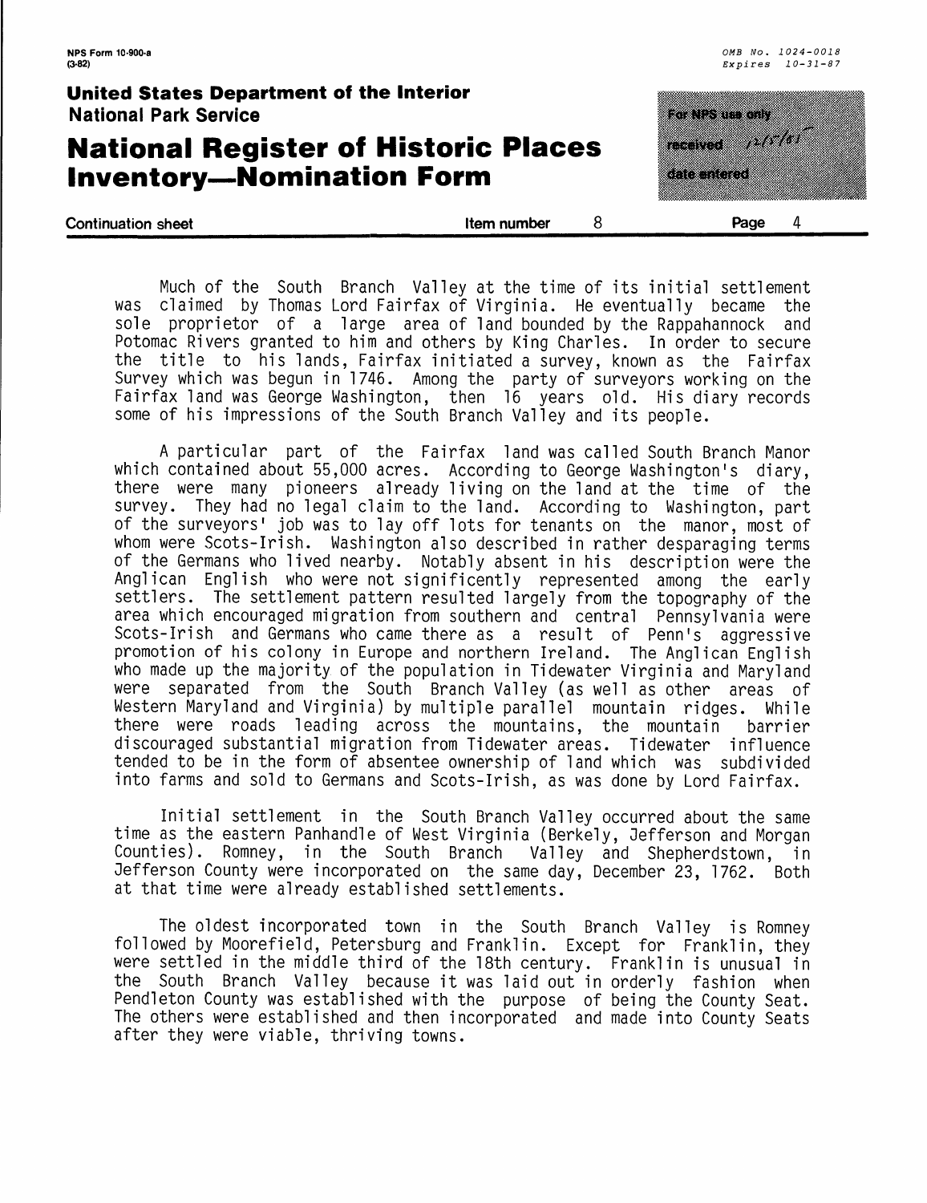Much of the South Branch Valley at the time of its initial settlement was claimed by Thomas Lord Fairfax of Virginia. He eventually became the sole proprietor of a large area of land bounded by the Rappahannock and Potomac Rivers granted to him and others by King Charles. In order to secure the title to his lands, Fairfax initiated a survey, known as the Fairfax Survey which was begun in 1746. Among the party of surveyors working on the Fairfax land was George Washington, then 16 years old. His diary records some of his impressions of the South Branch Valley and its people.

A particular part of the Fairfax land was called South Branch Manor which contained about 55,000 acres. According to George Washington's diary, there were many pioneers already living on the land at the time of the survey. They had no legal claim to the land. According to Washington, part of the surveyors' job was to lay off lots for tenants on the manor, most of whom were Scots-Irish. Washington also described in rather desparaging terms of the Germans who lived nearby. Notably absent in his description were the Anglican English who were not significantly represented among the early settlers. The settlement pattern resulted largely from the topography of the area which encouraged migration from southern and central Pennsylvania were Scots-Irish and Germans who came there as a result of Penn's aggressive promotion of his colony in Europe and northern Ireland. The Anglican English who made up the majority of the population in Tidewater Virginia and Maryland were separated from the South Branch Valley (as well as other areas of Western Maryland and Virginia) by multiple parallel mountain ridges. While there were roads leading across the mountains, the mountain barrier discouraged substantial migration from Tidewater areas. Tidewater influence tended to be in the form of absentee ownership of land which was subdivided into farms and sold to Germans and Scots-Irish, as was done by Lord Fairfax.

Initial settlement in the South Branch Valley occurred about the same time as the eastern Panhandle of West Virginia (Berkely, Jefferson and Morgan Counties). Romney, in the South Branch Valley and Shepherdstown, in Jefferson County were incorporated on the same day, December 23, 1762. Both at that time were already established settlements.

The oldest incorporated town in the South Branch Valley is Romney followed by Moorefield, Petersburg and Franklin. Except for Franklin, they were settled in the middle third of the 18th century. Franklin is unusual in the South Branch Valley because it was laid out in orderly fashion when Pendleton County was established with the purpose of being the County Seat. The others were established and then incorporated and made into County Seats after they were viable, thriving towns.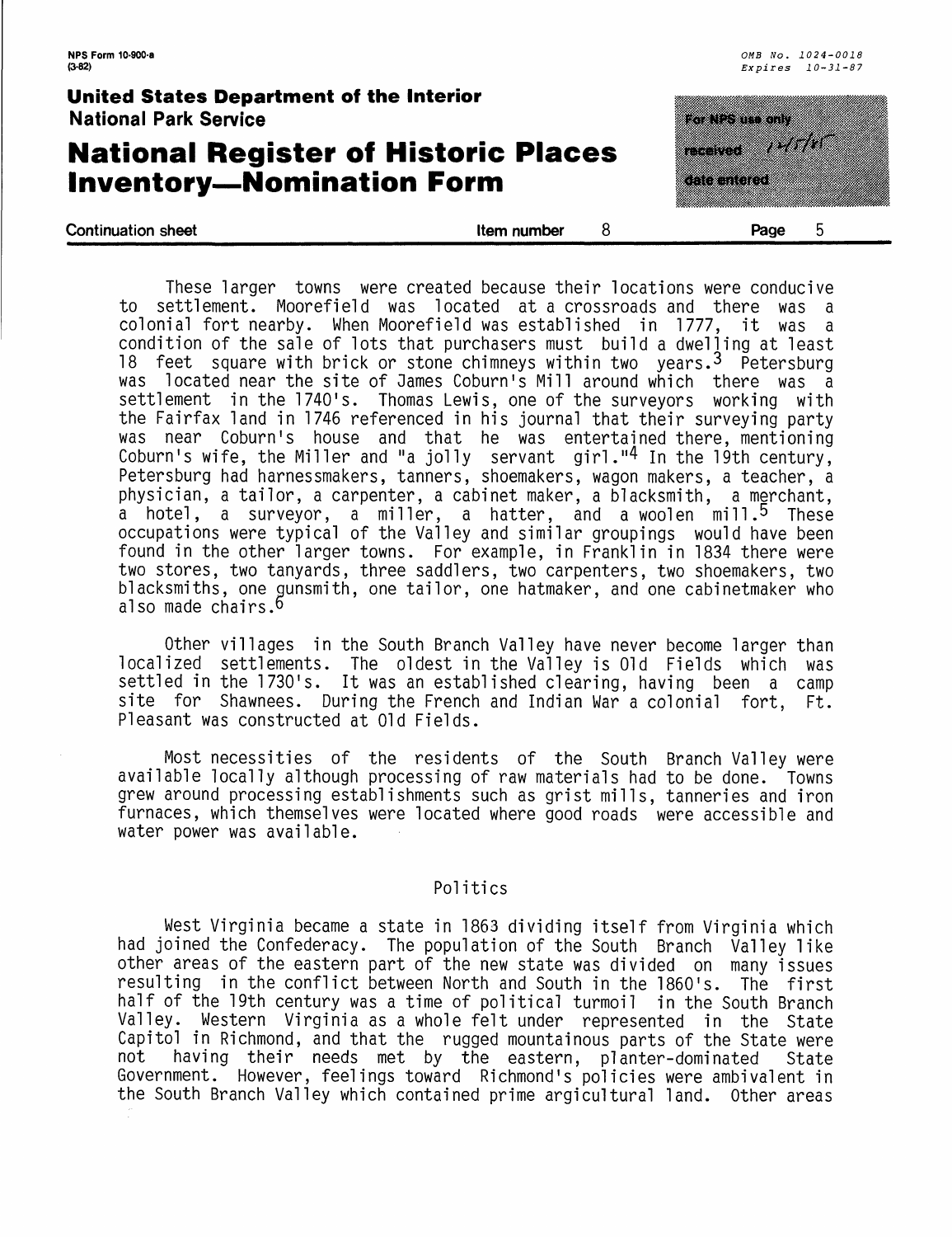These larger towns were created because their locations were conducive to settlement. Moorefield was located at a crossroads and there was a colonial fort nearby. When Moorefield was established in 1777, it was a condition of the sale of lots that purchasers must build a dwelling at least 18 feet square with brick or stone chimneys within two years.[3] Petersburg was located near the site of James Coburn's Mill around which there was a settlement in the 1740's. Thomas Lewis, one of the surveyors working with the Fairfax land in 1746 referenced in his journal that their surveying party was near Coburn's house and that he was entertained there, mentioning Coburn's wife, the Miller and "a jolly servant girl."[4] In the 19th century, Petersburg had harnessmakers, tanners, shoemakers, wagon makers, a teacher, a physician, a tailor, a carpenter, a cabinet maker, a blacksmith, a merchant, a hotel, a surveyor, a miller, a hatter, and a woolen mill.[5] These occupations were typical of the Valley and similar groupings would have been found in the other larger towns. For example, in Franklin in 1834 there were two stores, two tanyards, three saddlers, two carpenters, two shoemakers, two blacksmiths, one gunsmith, one tailor, one hatmaker, and one cabinetmaker who also made chairs.[6]

Other villages in the South Branch Valley have never become larger than localized settlements. The oldest in the Valley is Old Fields which was settled in the 1730's. It was an established clearing, having been a camp site for Shawnees. During the French and Indian War a colonial fort, Ft. Pleasant was constructed at Old Fields.

Most necessities of the residents of the South Branch Valley were available locally although processing of raw materials had to be done. Towns grew around processing establishments such as grist mills, tanneries and iron furnaces, which themselves were located where good roads were accessible and water power was available.

## Politics

West Virginia became a state in 1863 dividing itself from Virginia which had joined the Confederacy. The population of the South Branch Valley like other areas of the eastern part of the new state was divided on many issues resulting in the conflict between North and South in the 1860's. The first half of the 19th century was a time of political turmoil in the South Branch Valley. Western Virginia as a whole felt under represented in the State Capitol in Richmond, and that the rugged mountainous parts of the State were not having their needs met by the eastern, planter-dominated State Government. However, feelings toward Richmond's policies were ambivalent in the South Branch Valley which contained prime argicultural land. Other areas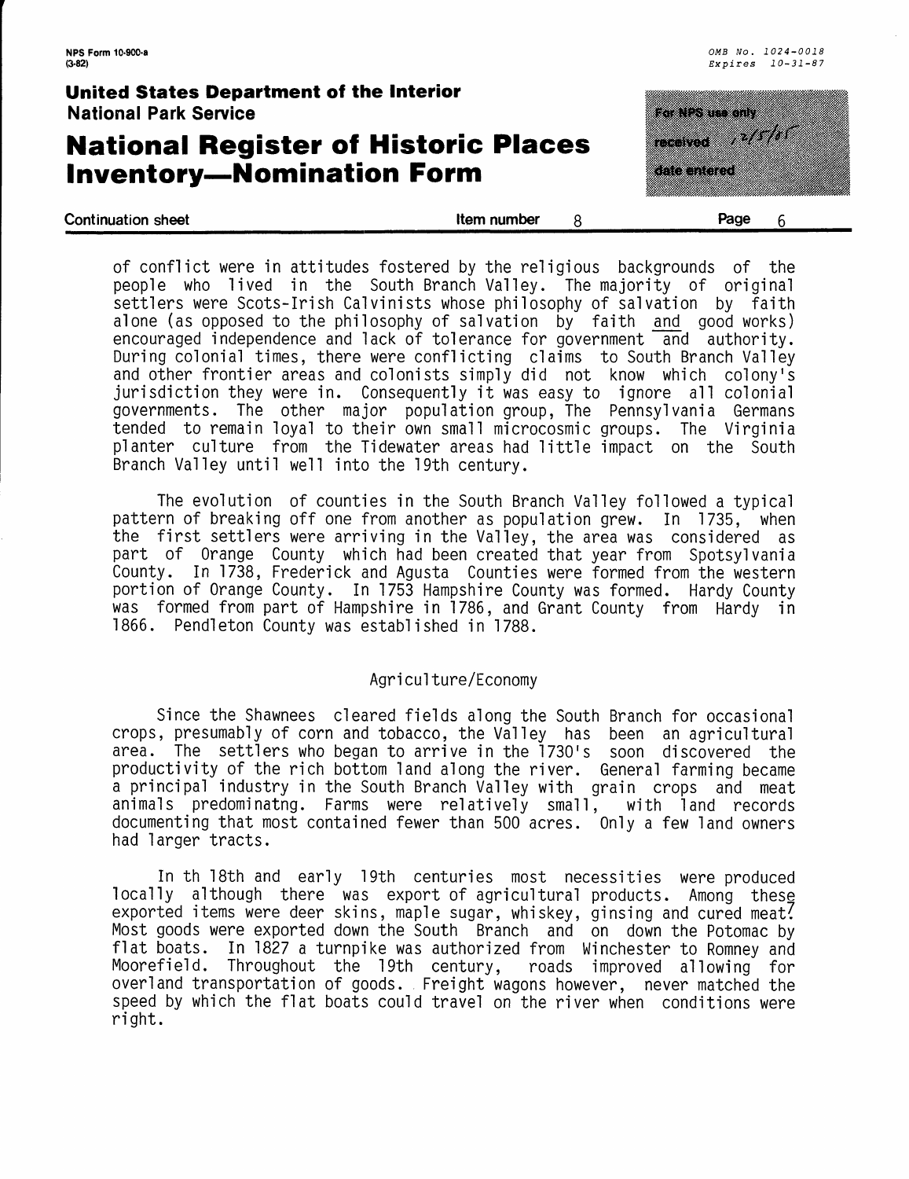of conflict were in attitudes fostered by the religious backgrounds of the people who lived in the South Branch Valley. The majority of original settlers were Scots-Irish Calvinists whose philosophy of salvation by faith alone (as opposed to the philosophy of salvation by faith and good works) encouraged independence and lack of tolerance for government and authority. During colonial times, there were conflicting claims to South Branch Valley and other frontier areas and colonists simply did not know which colony's jurisdiction they were in. Consequently it was easy to ignore all colonial governments. The other major population group, The Pennsylvania Germans tended to remain loyal to their own small microcosmic groups. The Virginia planter culture from the Tidewater areas had little impact on the South Branch Valley until well into the 19th century.

The evolution of counties in the South Branch Valley followed a typical pattern of breaking off one from another as population grew. In 1735, when the first settlers were arriving in the Valley, the area was considered as part of Orange County which had been created that year from Spotsylvania County. In 1738, Frederick and Agusta Counties were formed from the western portion of Orange County. In 1753 Hampshire County was formed. Hardy County was formed from part of Hampshire in 1786, and Grant County from Hardy in 1866. Pendleton County was established in 1788.

## Agriculture/Economy

Since the Shawnees cleared fields along the South Branch for occasional crops, presumably of corn and tobacco, the Valley has been an agricultural area. The settlers who began to arrive in the 1730's soon discovered the productivity of the rich bottom land along the river. General farming became a principal industry in the South Branch Valley with grain crops and meat animals predominatng. Farms were relatively small, with land records documenting that most contained fewer than 500 acres. Only a few land owners had larger tracts.

In th 18th and early 19th centuries most necessities were produced locally although there was export of agricultural products. Among these exported items were deer skins, maple sugar, whiskey, ginsing and cured meat. Most goods were exported down the South Branch and on down the Potomac by flat boats. In 1827 a turnpike was authorized from Winchester to Romney and Moorefield. Throughout the 19th century, roads improved allowing for overland transportation of goods. Freight wagons however, never matched the speed by which the flat boats could travel on the river when conditions were right.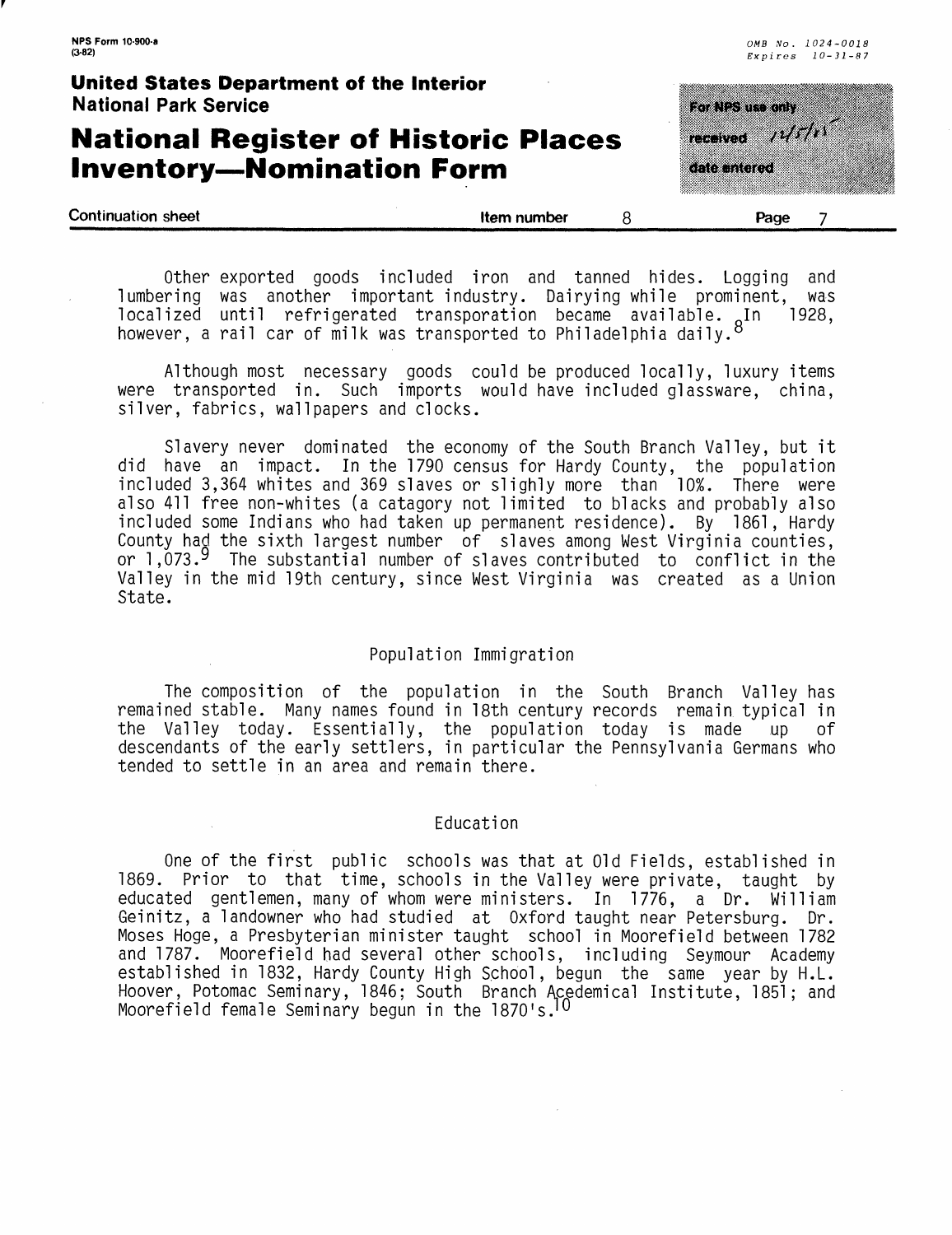Other exported goods included iron and tanned hides. Logging and lumbering was another important industry. Dairying while prominent, was localized until refrigerated transporation became available. In 1928, however, a rail car of milk was transported to Philadelphia daily.[8]

Although most necessary goods could be produced locally, luxury items were transported in. Such imports would have included glassware, china, silver, fabrics, wallpapers and clocks.

Slavery never dominated the economy of the South Branch Valley, but it did have an impact. In the 1790 census for Hardy County, the population included 3,364 whites and 369 slaves or slighly more than 10%. There were also 411 free non-whites (a catagory not limited to blacks and probably also included some Indians who had taken up permanent residence). By 1861, Hardy County had the sixth largest number of slaves among West Virginia counties, or 1,073.[9] The substantial number of slaves contributed to conflict in the Valley in the mid 19th century, since West Virginia was created as a Union State.

## Population Immigration

The composition of the population in the South Branch Valley has remained stable. Many names found in 18th century records remain typical in the Valley today. Essentially, the population today is made up of descendants of the early settlers, in particular the Pennsylvania Germans who tended to settle in an area and remain there.

## Education

One of the first public schools was that at Old Fields, established in 1869. Prior to that time, schools in the Valley were private, taught by educated gentlemen, many of whom were ministers. In 1776, a Dr. William Geinitz, a landowner who had studied at Oxford taught near Petersburg. Dr. Moses Hoge, a Presbyterian minister taught school in Moorefield between 1782 and 1787. Moorefield had several other schools, including Seymour Academy established in 1832, Hardy County High School, begun the same year by H.L. Hoover, Potomac Seminary, 1846; South Branch Acedemical Institute, 1851; and Moorefield female Seminary begun in the 1870's.[10]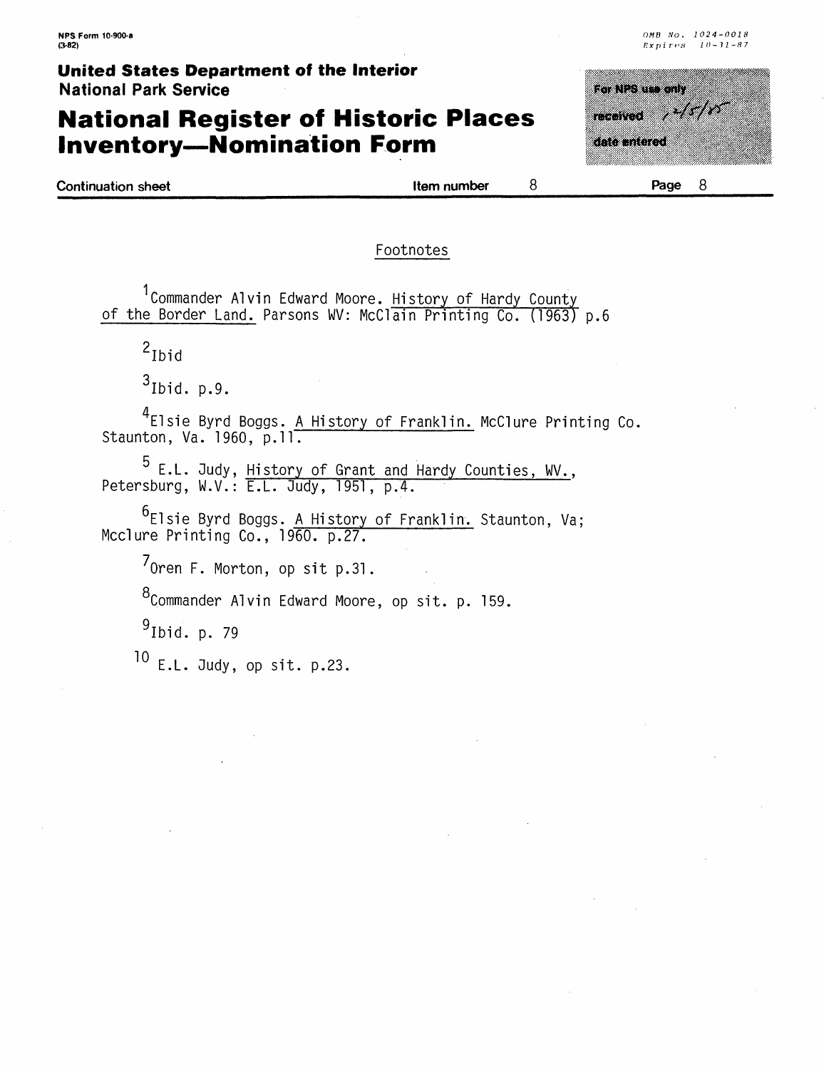NPS Form 10-900-a
(3-82)

OMB No. 1024-0018
Expires 10-31-87

**United States Department of the Interior**
**National Park Service**

# National Register of Historic Places Inventory—Nomination Form

For NPS use only
received 2/5/85
date entered

**Continuation sheet** | **Item number** 8 | **Page** 8

## Footnotes

[1]Commander Alvin Edward Moore. History of Hardy County of the Border Land. Parsons WV: McClain Printing Co. (1963) p.6

[2]Ibid

[3]Ibid. p.9.

[4]Elsie Byrd Boggs. A History of Franklin. McClure Printing Co. Staunton, Va. 1960, p.11.

[5] E.L. Judy, History of Grant and Hardy Counties, WV., Petersburg, W.V.: E.L. Judy, 1951, p.4.

[6]Elsie Byrd Boggs. A History of Franklin. Staunton, Va; Mcclure Printing Co., 1960. p.27.

[7]Oren F. Morton, op sit p.31.

[8]Commander Alvin Edward Moore, op sit. p. 159.

[9]Ibid. p. 79

[10] E.L. Judy, op sit. p.23.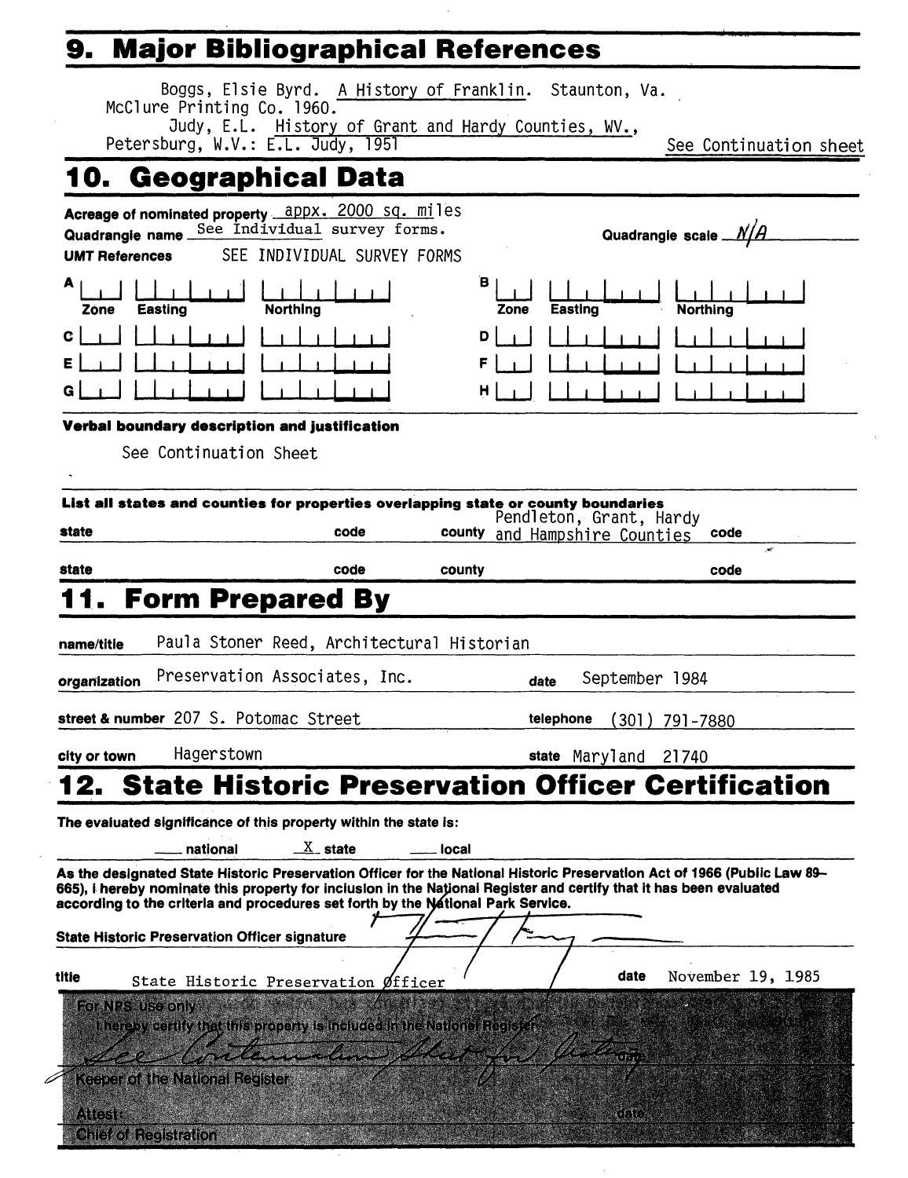## 9. Major Bibliographical References

Boggs, Elsie Byrd. A History of Franklin. Staunton, Va. McClure Printing Co. 1960.

Judy, E.L. History of Grant and Hardy Counties, WV., Petersburg, W.V.: E.L. Judy, 1951

See Continuation sheet

## 10. Geographical Data

**Acreage of nominated property** appx. 2000 sq. miles

**Quadrangle name** See Individual survey forms.

**Quadrangle scale** N/A

**UMT References** SEE INDIVIDUAL SURVEY FORMS

| | Zone | Easting | Northing | | Zone | Easting | Northing |
|---|---|---|---|---|---|---|---|
| A | | | | B | | | |
| C | | | | D | | | |
| E | | | | F | | | |
| G | | | | H | | | |

**Verbal boundary description and justification**

See Continuation Sheet

**List all states and counties for properties overlapping state or county boundaries**

| state | code | county | code |
|---|---|---|---|
| | | Pendleton, Grant, Hardy and Hampshire Counties | |
| | | | |

## 11. Form Prepared By

**name/title** Paula Stoner Reed, Architectural Historian

**organization** Preservation Associates, Inc. **date** September 1984

**street & number** 207 S. Potomac Street **telephone** (301) 791-7880

**city or town** Hagerstown **state** Maryland 21740

## 12. State Historic Preservation Officer Certification

**The evaluated significance of this property within the state is:**

___ national  X state  ___ local

**As the designated State Historic Preservation Officer for the National Historic Preservation Act of 1966 (Public Law 89–665), I hereby nominate this property for inclusion in the National Register and certify that it has been evaluated according to the criteria and procedures set forth by the National Park Service.**

**State Historic Preservation Officer signature**

**title** State Historic Preservation Officer **date** November 19, 1985

For NPS use only

I hereby certify that this property is included in the National Register

See Continuation Sheet for listing **date**

Keeper of the National Register

Attest: **date**

Chief of Registration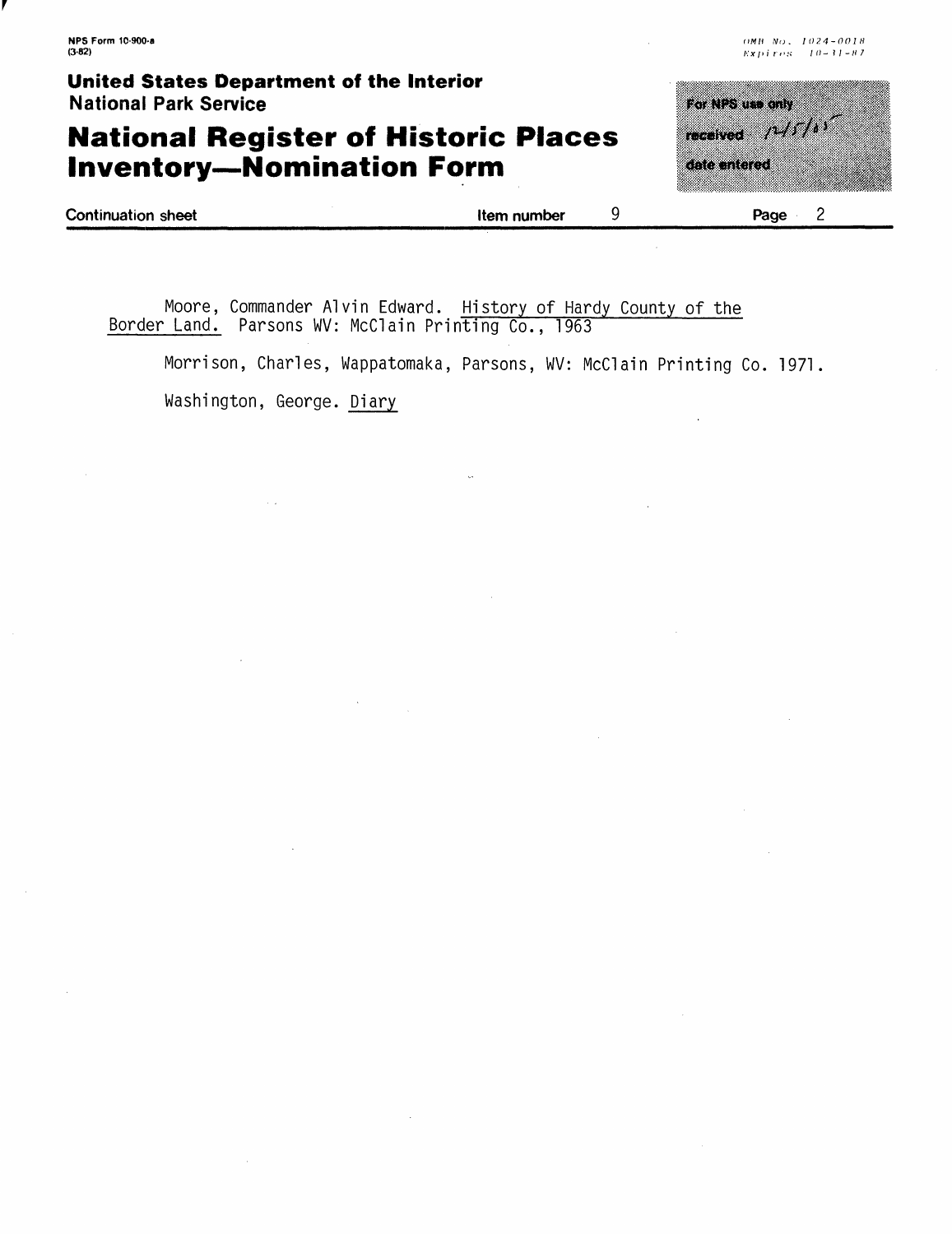NPS Form 10-900-a
(3-82)

OMB No. 1024-0018
Expires 10-31-87

**United States Department of the Interior**
**National Park Service**

# National Register of Historic Places Inventory—Nomination Form

For NPS use only
received 12/5/85
date entered

Continuation sheet | Item number 9 | Page 2

Moore, Commander Alvin Edward. History of Hardy County of the Border Land. Parsons WV: McClain Printing Co., 1963

Morrison, Charles, Wappatomaka, Parsons, WV: McClain Printing Co. 1971.

Washington, George. Diary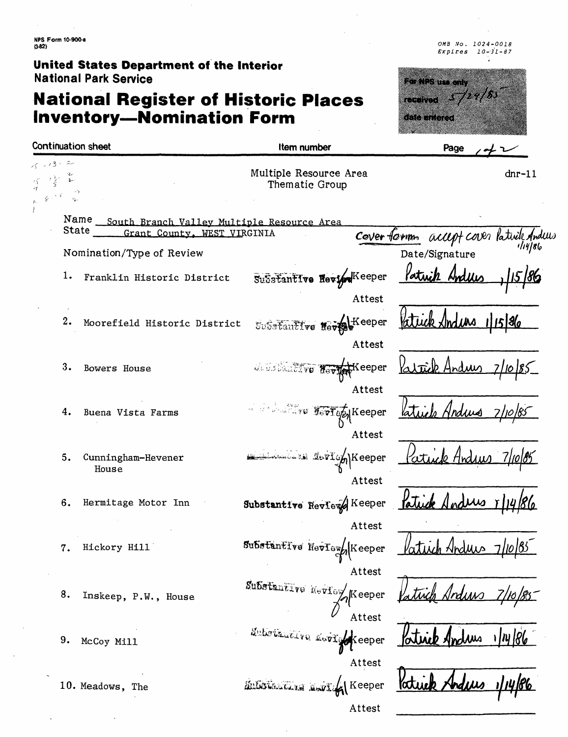NPS Form 10-900-a
(3-82)

OMB No. 1024-0018
Expires 10-31-87

**United States Department of the Interior**
**National Park Service**

# National Register of Historic Places Inventory—Nomination Form

For NPS use only
received 5/29/85
date entered

Continuation sheet | Item number | Page 1 of 2

Multiple Resource Area
Thematic Group

dnr-11

Name South Branch Valley Multiple Resource Area
State Grant County, WEST VIRGINIA

Cover form accept cover Patrick Andrus 1/14/86

| Nomination/Type of Review | | | Date/Signature |
|---|---|---|---|
| 1. Franklin Historic District | Substantive Review | Keeper | Patrick Andrus 1/15/86 |
| | | Attest | |
| 2. Moorefield Historic District | Substantive Review | Keeper | Patrick Andrus 1/15/86 |
| | | Attest | |
| 3. Bowers House | Substantive Review | Keeper | Patrick Andrus 7/10/85 |
| | | Attest | |
| 4. Buena Vista Farms | Substantive Review | Keeper | Patrick Andrus 7/10/85 |
| | | Attest | |
| 5. Cunningham-Hevener House | Substantive Review | Keeper | Patrick Andrus 7/10/85 |
| | | Attest | |
| 6. Hermitage Motor Inn | Substantive Review | Keeper | Patrick Andrus 1/14/86 |
| | | Attest | |
| 7. Hickory Hill | Substantive Review | Keeper | Patrick Andrus 7/10/85 |
| | | Attest | |
| 8. Inskeep, P.W., House | Substantive Review | Keeper | Patrick Andrus 7/10/85 |
| | | Attest | |
| 9. McCoy Mill | Substantive Review | Keeper | Patrick Andrus 1/14/86 |
| | | Attest | |
| 10. Meadows, The | Substantive Review | Keeper | Patrick Andrus 1/14/86 |
| | | Attest | |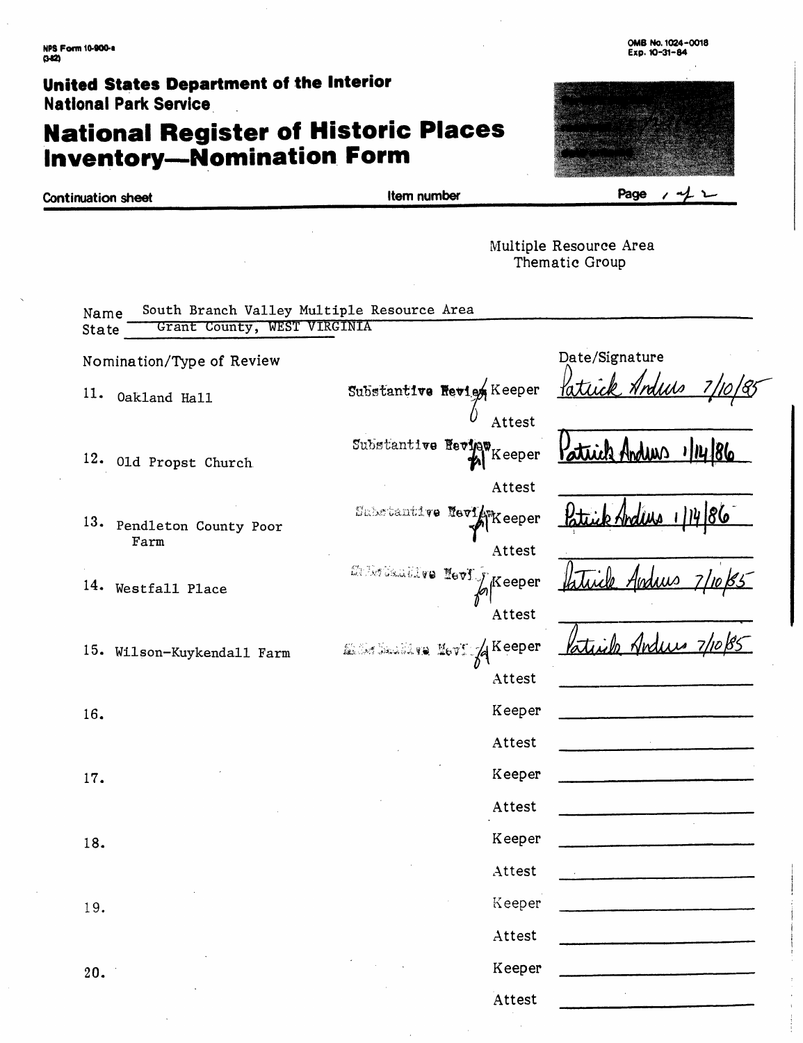NPS Form 10-900-a
(3-82)

OMB No. 1024-0018
Exp. 10-31-84

**United States Department of the Interior**
**National Park Service**

# National Register of Historic Places Inventory—Nomination Form

**Continuation sheet** | **Item number** | **Page** 1-2

Multiple Resource Area
Thematic Group

Name South Branch Valley Multiple Resource Area
State Grant County, WEST VIRGINIA

| Nomination/Type of Review | | | Date/Signature |
|---|---|---|---|
| 11. Oakland Hall | Substantive Review | Keeper | Patrick Andrus 7/10/85 |
| | | Attest | |
| 12. Old Propst Church | Substantive Review | Keeper | Patrick Andrus 1/14/86 |
| | | Attest | |
| 13. Pendleton County Poor Farm | Substantive Review | Keeper | Patrick Andrus 1/14/86 |
| | | Attest | |
| 14. Westfall Place | Substantive Review | Keeper | Patrick Andrus 7/10/85 |
| | | Attest | |
| 15. Wilson-Kuykendall Farm | Substantive Review | Keeper | Patrick Andrus 7/10/85 |
| | | Attest | |
| 16. | | Keeper | |
| | | Attest | |
| 17. | | Keeper | |
| | | Attest | |
| 18. | | Keeper | |
| | | Attest | |
| 19. | | Keeper | |
| | | Attest | |
| 20. | | Keeper | |
| | | Attest | |